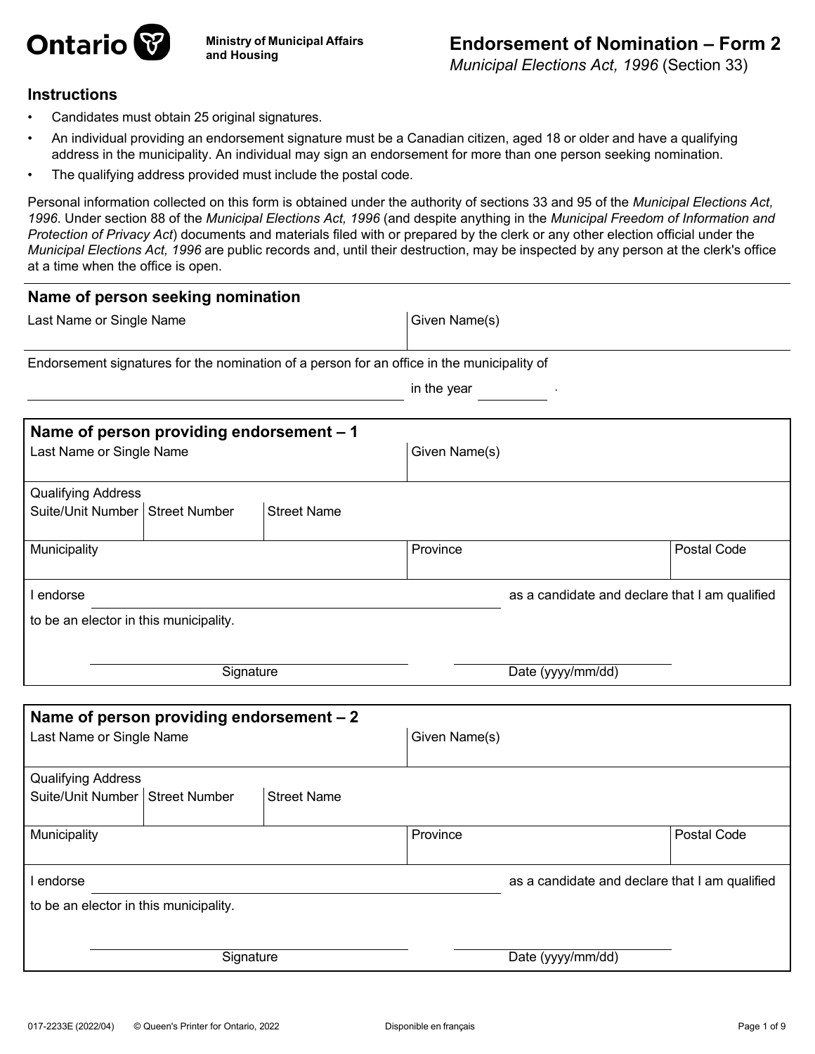Ontario

Ministry of Municipal Affairs and Housing

# Endorsement of Nomination – Form 2

*Municipal Elections Act, 1996* (Section 33)

## Instructions

- Candidates must obtain 25 original signatures.
- An individual providing an endorsement signature must be a Canadian citizen, aged 18 or older and have a qualifying address in the municipality. An individual may sign an endorsement for more than one person seeking nomination.
- The qualifying address provided must include the postal code.

Personal information collected on this form is obtained under the authority of sections 33 and 95 of the *Municipal Elections Act, 1996*. Under section 88 of the *Municipal Elections Act, 1996* (and despite anything in the *Municipal Freedom of Information and Protection of Privacy Act*) documents and materials filed with or prepared by the clerk or any other election official under the *Municipal Elections Act, 1996* are public records and, until their destruction, may be inspected by any person at the clerk's office at a time when the office is open.

## Name of person seeking nomination

| Last Name or Single Name | Given Name(s) |
|---|---|
| | |

Endorsement signatures for the nomination of a person for an office in the municipality of

\_\_\_\_\_\_\_\_\_\_\_\_\_\_\_\_\_\_\_\_\_\_\_\_ in the year \_\_\_\_\_\_\_\_ .

### Name of person providing endorsement – 1

| Last Name or Single Name | Given Name(s) |
|---|---|
| | |

Qualifying Address

| Suite/Unit Number | Street Number | Street Name |
|---|---|---|
| | | |

| Municipality | Province | Postal Code |
|---|---|---|
| | | |

I endorse \_\_\_\_\_\_\_\_\_\_\_\_\_\_\_\_\_\_\_\_\_\_\_\_ as a candidate and declare that I am qualified to be an elector in this municipality.

\_\_\_\_\_\_\_\_\_\_\_\_\_\_\_\_\_\_\_\_ Signature

\_\_\_\_\_\_\_\_\_\_\_\_\_\_\_\_\_\_\_\_ Date (yyyy/mm/dd)

### Name of person providing endorsement – 2

| Last Name or Single Name | Given Name(s) |
|---|---|
| | |

Qualifying Address

| Suite/Unit Number | Street Number | Street Name |
|---|---|---|
| | | |

| Municipality | Province | Postal Code |
|---|---|---|
| | | |

I endorse \_\_\_\_\_\_\_\_\_\_\_\_\_\_\_\_\_\_\_\_\_\_\_\_ as a candidate and declare that I am qualified to be an elector in this municipality.

\_\_\_\_\_\_\_\_\_\_\_\_\_\_\_\_\_\_\_\_ Signature

\_\_\_\_\_\_\_\_\_\_\_\_\_\_\_\_\_\_\_\_ Date (yyyy/mm/dd)

017-2233E (2022/04) © Queen's Printer for Ontario, 2022 Disponible en français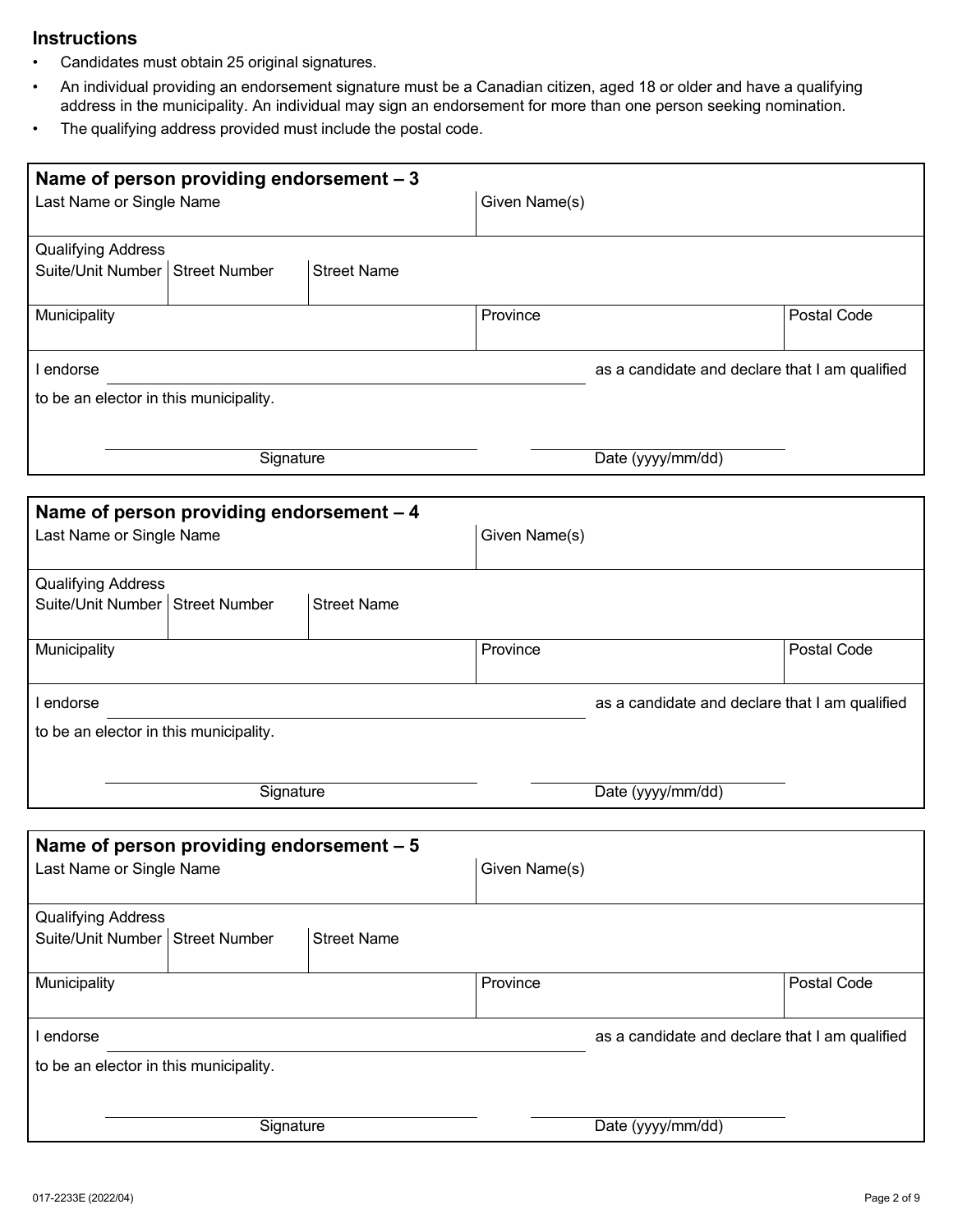## Instructions

- Candidates must obtain 25 original signatures.
- An individual providing an endorsement signature must be a Canadian citizen, aged 18 or older and have a qualifying address in the municipality. An individual may sign an endorsement for more than one person seeking nomination.
- The qualifying address provided must include the postal code.

**Name of person providing endorsement – 3**

| Last Name or Single Name | | | Given Name(s) | |
|---|---|---|---|---|
| | | | | |

Qualifying Address

| Suite/Unit Number | Street Number | Street Name |
|---|---|---|
| | | |

| Municipality | Province | Postal Code |
|---|---|---|
| | | |

I endorse ______________________________ as a candidate and declare that I am qualified to be an elector in this municipality.

______________________________ Signature

______________________________ Date (yyyy/mm/dd)

**Name of person providing endorsement – 4**

| Last Name or Single Name | | | Given Name(s) | |
|---|---|---|---|---|
| | | | | |

Qualifying Address

| Suite/Unit Number | Street Number | Street Name |
|---|---|---|
| | | |

| Municipality | Province | Postal Code |
|---|---|---|
| | | |

I endorse ______________________________ as a candidate and declare that I am qualified to be an elector in this municipality.

______________________________ Signature

______________________________ Date (yyyy/mm/dd)

**Name of person providing endorsement – 5**

| Last Name or Single Name | | | Given Name(s) | |
|---|---|---|---|---|
| | | | | |

Qualifying Address

| Suite/Unit Number | Street Number | Street Name |
|---|---|---|
| | | |

| Municipality | Province | Postal Code |
|---|---|---|
| | | |

I endorse ______________________________ as a candidate and declare that I am qualified to be an elector in this municipality.

______________________________ Signature

______________________________ Date (yyyy/mm/dd)

017-2233E (2022/04)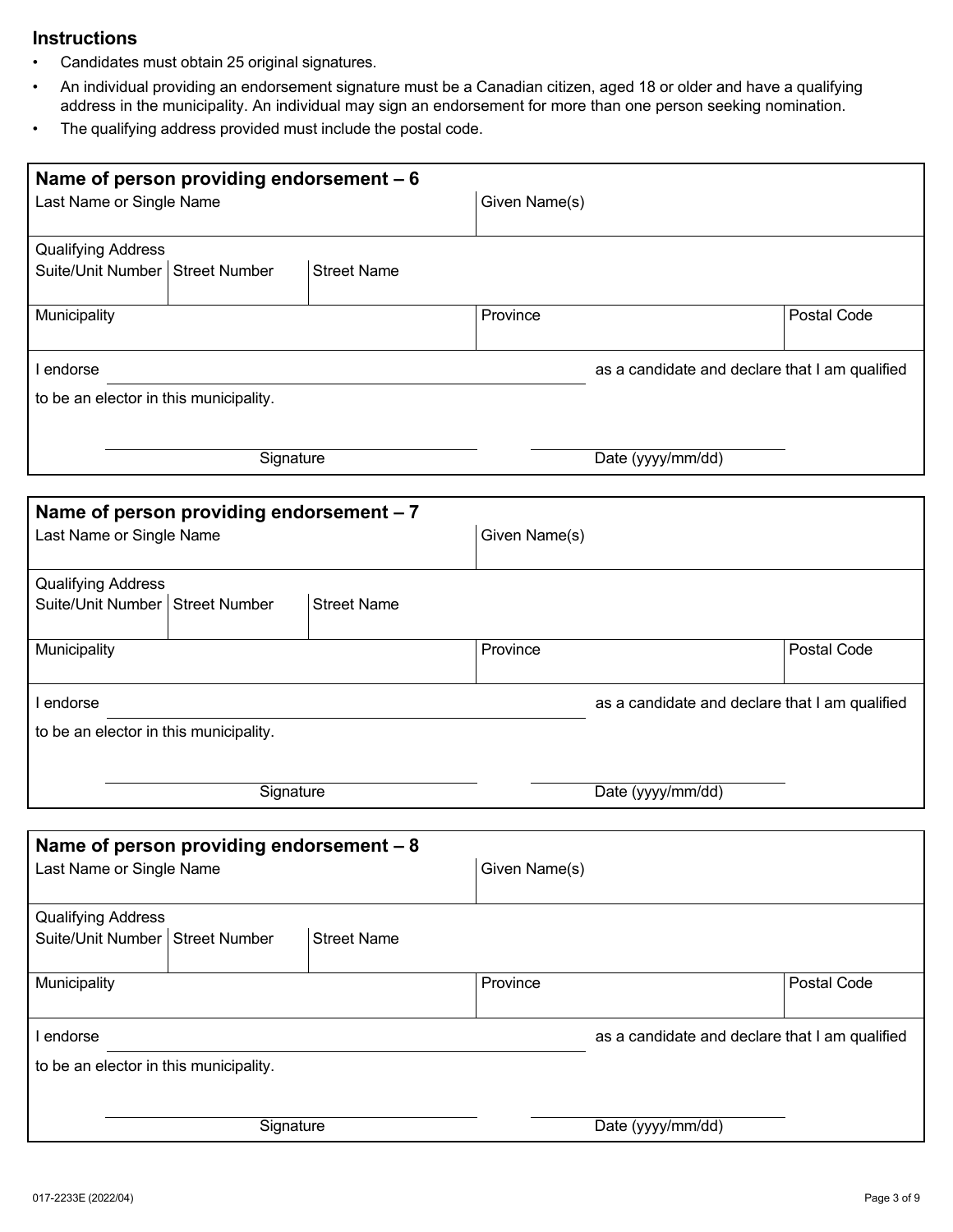## Instructions

- Candidates must obtain 25 original signatures.
- An individual providing an endorsement signature must be a Canadian citizen, aged 18 or older and have a qualifying address in the municipality. An individual may sign an endorsement for more than one person seeking nomination.
- The qualifying address provided must include the postal code.

### Name of person providing endorsement – 6

| Last Name or Single Name | | | Given Name(s) | |
|---|---|---|---|---|
| | | | | |
| **Qualifying Address** Suite/Unit Number | Street Number | Street Name | | |
| | | | | |
| Municipality | | | Province | Postal Code |
| | | | | |

I endorse \_\_\_\_\_\_\_\_\_\_\_\_\_\_\_\_\_\_\_\_\_\_\_\_\_\_\_\_ as a candidate and declare that I am qualified to be an elector in this municipality.

Signature \_\_\_\_\_\_\_\_\_\_\_\_\_\_\_\_\_\_ Date (yyyy/mm/dd) \_\_\_\_\_\_\_\_\_\_\_\_\_\_\_\_\_\_

### Name of person providing endorsement – 7

| Last Name or Single Name | | | Given Name(s) | |
|---|---|---|---|---|
| | | | | |
| **Qualifying Address** Suite/Unit Number | Street Number | Street Name | | |
| | | | | |
| Municipality | | | Province | Postal Code |
| | | | | |

I endorse \_\_\_\_\_\_\_\_\_\_\_\_\_\_\_\_\_\_\_\_\_\_\_\_\_\_\_\_ as a candidate and declare that I am qualified to be an elector in this municipality.

Signature \_\_\_\_\_\_\_\_\_\_\_\_\_\_\_\_\_\_ Date (yyyy/mm/dd) \_\_\_\_\_\_\_\_\_\_\_\_\_\_\_\_\_\_

### Name of person providing endorsement – 8

| Last Name or Single Name | | | Given Name(s) | |
|---|---|---|---|---|
| | | | | |
| **Qualifying Address** Suite/Unit Number | Street Number | Street Name | | |
| | | | | |
| Municipality | | | Province | Postal Code |
| | | | | |

I endorse \_\_\_\_\_\_\_\_\_\_\_\_\_\_\_\_\_\_\_\_\_\_\_\_\_\_\_\_ as a candidate and declare that I am qualified to be an elector in this municipality.

Signature \_\_\_\_\_\_\_\_\_\_\_\_\_\_\_\_\_\_ Date (yyyy/mm/dd) \_\_\_\_\_\_\_\_\_\_\_\_\_\_\_\_\_\_

017-2233E (2022/04)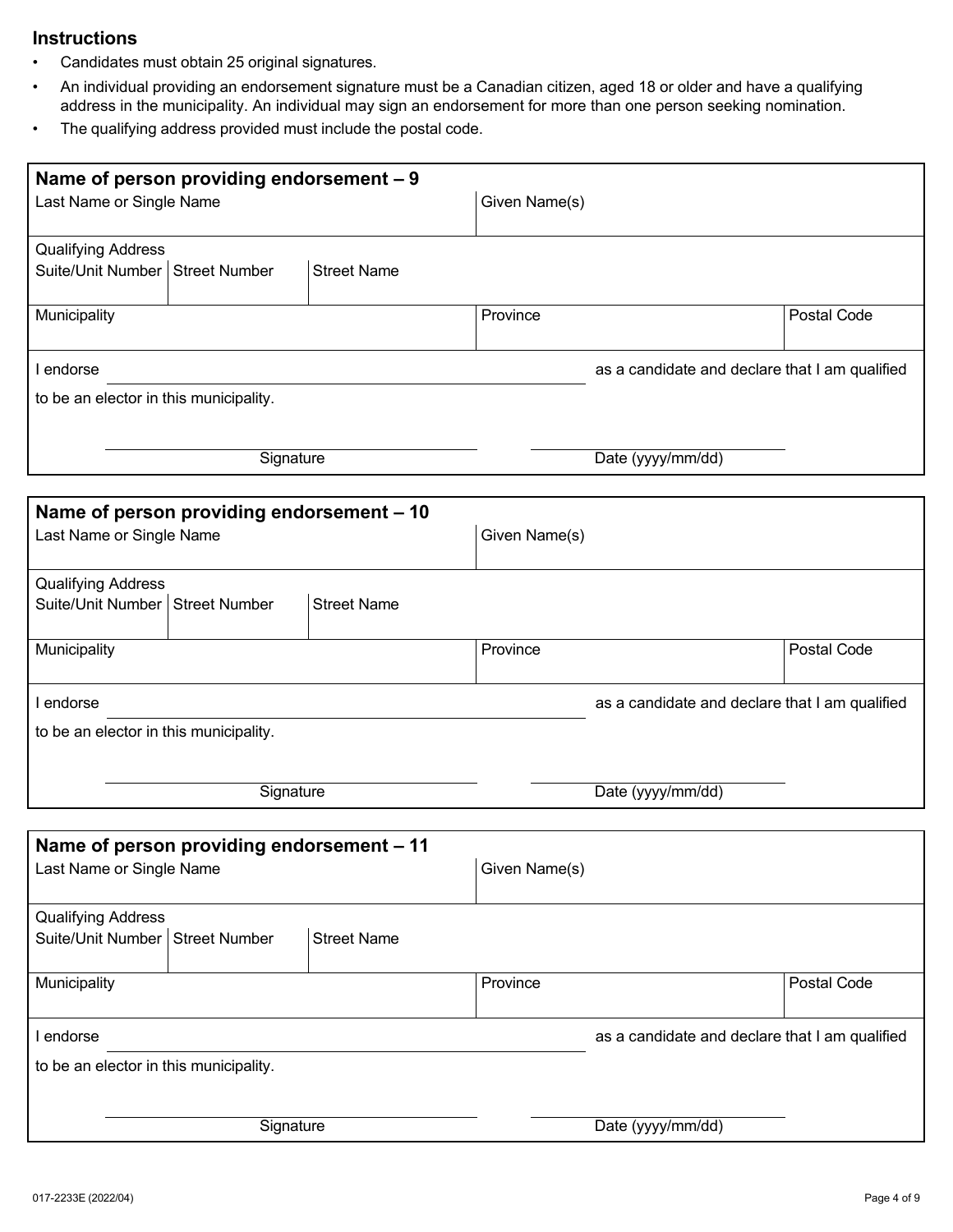## Instructions

- Candidates must obtain 25 original signatures.
- An individual providing an endorsement signature must be a Canadian citizen, aged 18 or older and have a qualifying address in the municipality. An individual may sign an endorsement for more than one person seeking nomination.
- The qualifying address provided must include the postal code.

**Name of person providing endorsement – 9**

| Last Name or Single Name | | | Given Name(s) | |
|---|---|---|---|---|
| **Qualifying Address** | | | | |
| Suite/Unit Number | Street Number | Street Name | | |
| Municipality | | | Province | Postal Code |

I endorse ______________________________ as a candidate and declare that I am qualified to be an elector in this municipality.

______________________________ Signature

______________________________ Date (yyyy/mm/dd)

**Name of person providing endorsement – 10**

| Last Name or Single Name | | | Given Name(s) | |
|---|---|---|---|---|
| **Qualifying Address** | | | | |
| Suite/Unit Number | Street Number | Street Name | | |
| Municipality | | | Province | Postal Code |

I endorse ______________________________ as a candidate and declare that I am qualified to be an elector in this municipality.

______________________________ Signature

______________________________ Date (yyyy/mm/dd)

**Name of person providing endorsement – 11**

| Last Name or Single Name | | | Given Name(s) | |
|---|---|---|---|---|
| **Qualifying Address** | | | | |
| Suite/Unit Number | Street Number | Street Name | | |
| Municipality | | | Province | Postal Code |

I endorse ______________________________ as a candidate and declare that I am qualified to be an elector in this municipality.

______________________________ Signature

______________________________ Date (yyyy/mm/dd)

017-2233E (2022/04)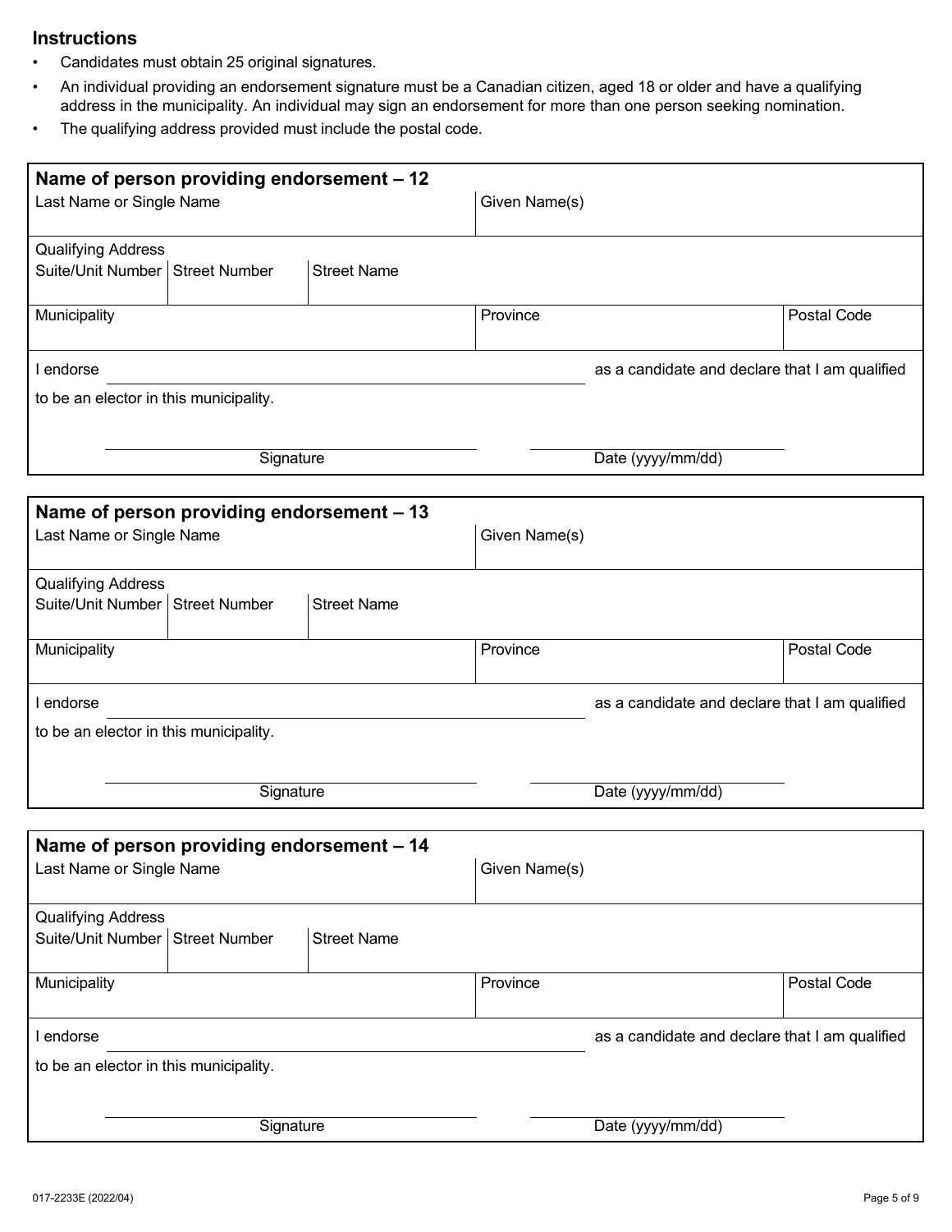## Instructions

- Candidates must obtain 25 original signatures.
- An individual providing an endorsement signature must be a Canadian citizen, aged 18 or older and have a qualifying address in the municipality. An individual may sign an endorsement for more than one person seeking nomination.
- The qualifying address provided must include the postal code.

### Name of person providing endorsement – 12

| Last Name or Single Name | | | Given Name(s) | |
|---|---|---|---|---|
| **Qualifying Address** | | | | |
| Suite/Unit Number | Street Number | Street Name | | |
| Municipality | | | Province | Postal Code |

I endorse ______________________________ as a candidate and declare that I am qualified to be an elector in this municipality.

______________________________ Signature

______________________________ Date (yyyy/mm/dd)

### Name of person providing endorsement – 13

| Last Name or Single Name | | | Given Name(s) | |
|---|---|---|---|---|
| **Qualifying Address** | | | | |
| Suite/Unit Number | Street Number | Street Name | | |
| Municipality | | | Province | Postal Code |

I endorse ______________________________ as a candidate and declare that I am qualified to be an elector in this municipality.

______________________________ Signature

______________________________ Date (yyyy/mm/dd)

### Name of person providing endorsement – 14

| Last Name or Single Name | | | Given Name(s) | |
|---|---|---|---|---|
| **Qualifying Address** | | | | |
| Suite/Unit Number | Street Number | Street Name | | |
| Municipality | | | Province | Postal Code |

I endorse ______________________________ as a candidate and declare that I am qualified to be an elector in this municipality.

______________________________ Signature

______________________________ Date (yyyy/mm/dd)

017-2233E (2022/04)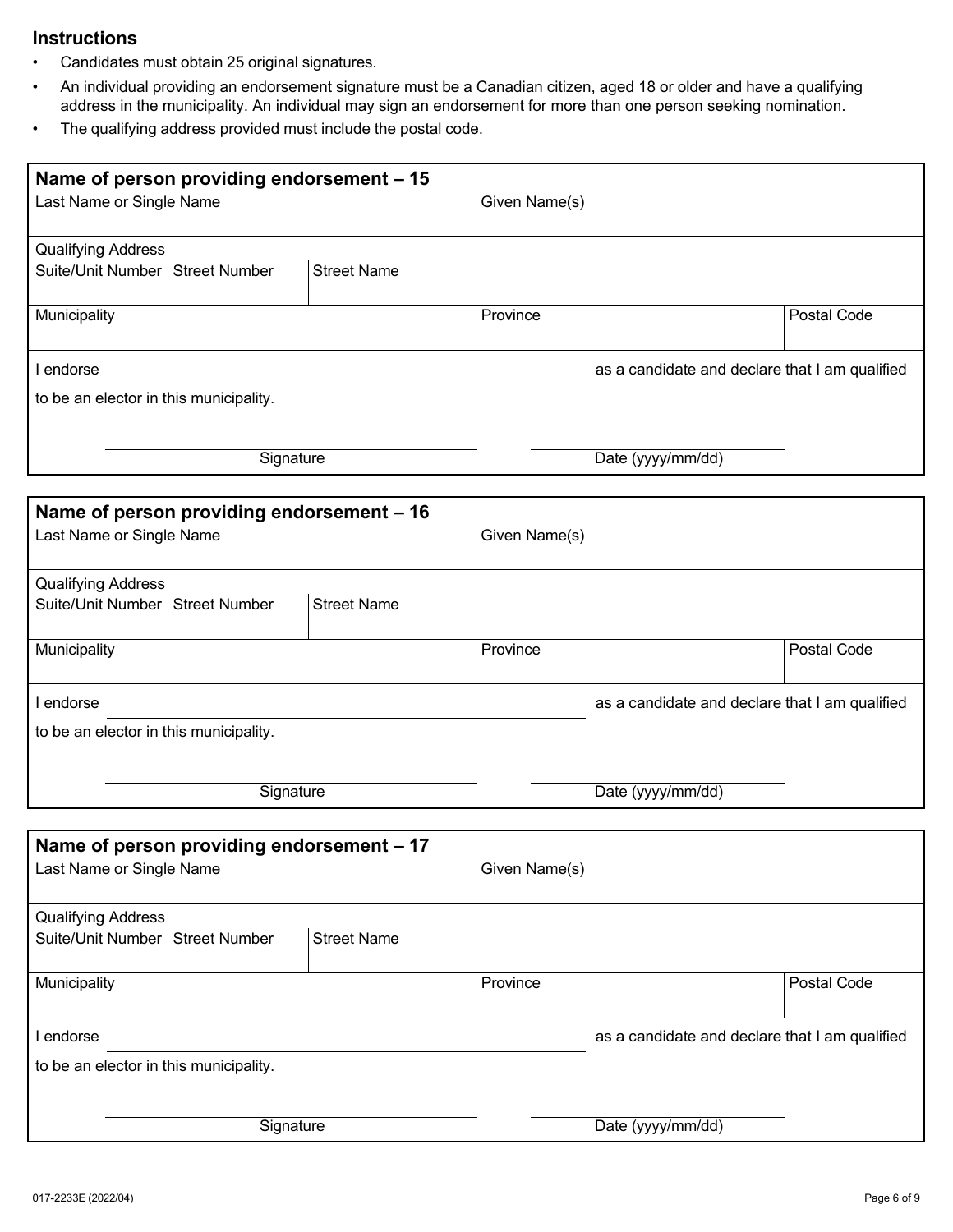## Instructions

- Candidates must obtain 25 original signatures.
- An individual providing an endorsement signature must be a Canadian citizen, aged 18 or older and have a qualifying address in the municipality. An individual may sign an endorsement for more than one person seeking nomination.
- The qualifying address provided must include the postal code.

### Name of person providing endorsement – 15

| Last Name or Single Name | | | Given Name(s) | |
|---|---|---|---|---|
| Qualifying Address<br>Suite/Unit Number | Street Number | Street Name | | |
| Municipality | | | Province | Postal Code |

I endorse ______________________________ as a candidate and declare that I am qualified to be an elector in this municipality.

______________________________ Signature

______________________________ Date (yyyy/mm/dd)

### Name of person providing endorsement – 16

| Last Name or Single Name | | | Given Name(s) | |
|---|---|---|---|---|
| Qualifying Address<br>Suite/Unit Number | Street Number | Street Name | | |
| Municipality | | | Province | Postal Code |

I endorse ______________________________ as a candidate and declare that I am qualified to be an elector in this municipality.

______________________________ Signature

______________________________ Date (yyyy/mm/dd)

### Name of person providing endorsement – 17

| Last Name or Single Name | | | Given Name(s) | |
|---|---|---|---|---|
| Qualifying Address<br>Suite/Unit Number | Street Number | Street Name | | |
| Municipality | | | Province | Postal Code |

I endorse ______________________________ as a candidate and declare that I am qualified to be an elector in this municipality.

______________________________ Signature

______________________________ Date (yyyy/mm/dd)

017-2233E (2022/04)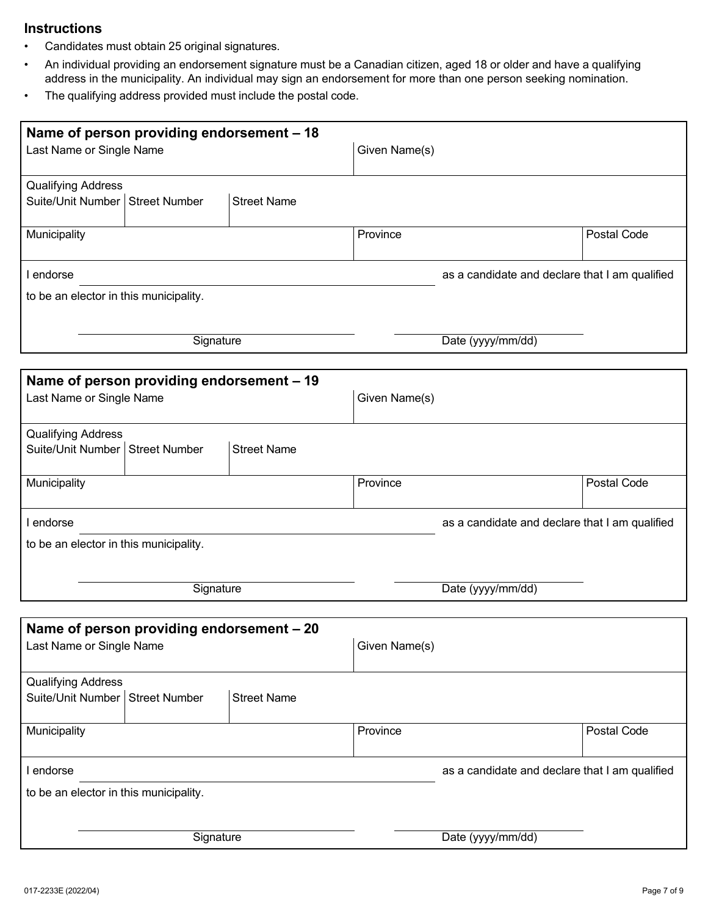## Instructions

- Candidates must obtain 25 original signatures.
- An individual providing an endorsement signature must be a Canadian citizen, aged 18 or older and have a qualifying address in the municipality. An individual may sign an endorsement for more than one person seeking nomination.
- The qualifying address provided must include the postal code.

### Name of person providing endorsement – 18

| Last Name or Single Name | | | Given Name(s) | |
|---|---|---|---|---|
| **Qualifying Address** | | | | |
| Suite/Unit Number | Street Number | Street Name | | |
| Municipality | | | Province | Postal Code |

I endorse ______________________________ as a candidate and declare that I am qualified to be an elector in this municipality.

______________________________ Signature

______________________________ Date (yyyy/mm/dd)

### Name of person providing endorsement – 19

| Last Name or Single Name | | | Given Name(s) | |
|---|---|---|---|---|
| **Qualifying Address** | | | | |
| Suite/Unit Number | Street Number | Street Name | | |
| Municipality | | | Province | Postal Code |

I endorse ______________________________ as a candidate and declare that I am qualified to be an elector in this municipality.

______________________________ Signature

______________________________ Date (yyyy/mm/dd)

### Name of person providing endorsement – 20

| Last Name or Single Name | | | Given Name(s) | |
|---|---|---|---|---|
| **Qualifying Address** | | | | |
| Suite/Unit Number | Street Number | Street Name | | |
| Municipality | | | Province | Postal Code |

I endorse ______________________________ as a candidate and declare that I am qualified to be an elector in this municipality.

______________________________ Signature

______________________________ Date (yyyy/mm/dd)

017-2233E (2022/04)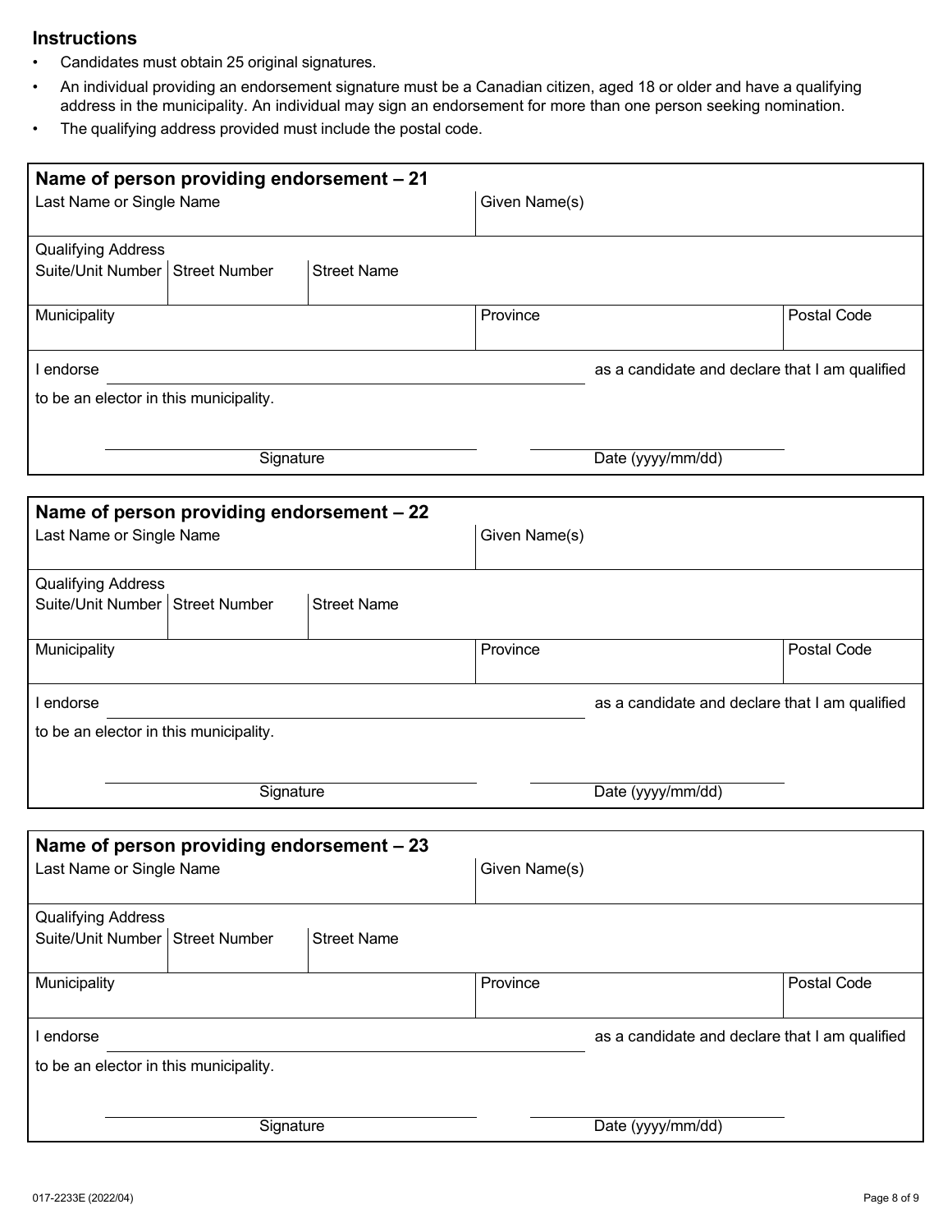## Instructions

- Candidates must obtain 25 original signatures.
- An individual providing an endorsement signature must be a Canadian citizen, aged 18 or older and have a qualifying address in the municipality. An individual may sign an endorsement for more than one person seeking nomination.
- The qualifying address provided must include the postal code.

### Name of person providing endorsement – 21

| Last Name or Single Name | | | Given Name(s) | |
|---|---|---|---|---|
| | | | | |
| **Qualifying Address** | | | | |
| Suite/Unit Number | Street Number | Street Name | | |
| | | | | |
| Municipality | | | Province | Postal Code |
| | | | | |

I endorse ______________________________ as a candidate and declare that I am qualified to be an elector in this municipality.

______________________________ Signature

______________________________ Date (yyyy/mm/dd)

### Name of person providing endorsement – 22

| Last Name or Single Name | | | Given Name(s) | |
|---|---|---|---|---|
| | | | | |
| **Qualifying Address** | | | | |
| Suite/Unit Number | Street Number | Street Name | | |
| | | | | |
| Municipality | | | Province | Postal Code |
| | | | | |

I endorse ______________________________ as a candidate and declare that I am qualified to be an elector in this municipality.

______________________________ Signature

______________________________ Date (yyyy/mm/dd)

### Name of person providing endorsement – 23

| Last Name or Single Name | | | Given Name(s) | |
|---|---|---|---|---|
| | | | | |
| **Qualifying Address** | | | | |
| Suite/Unit Number | Street Number | Street Name | | |
| | | | | |
| Municipality | | | Province | Postal Code |
| | | | | |

I endorse ______________________________ as a candidate and declare that I am qualified to be an elector in this municipality.

______________________________ Signature

______________________________ Date (yyyy/mm/dd)

017-2233E (2022/04)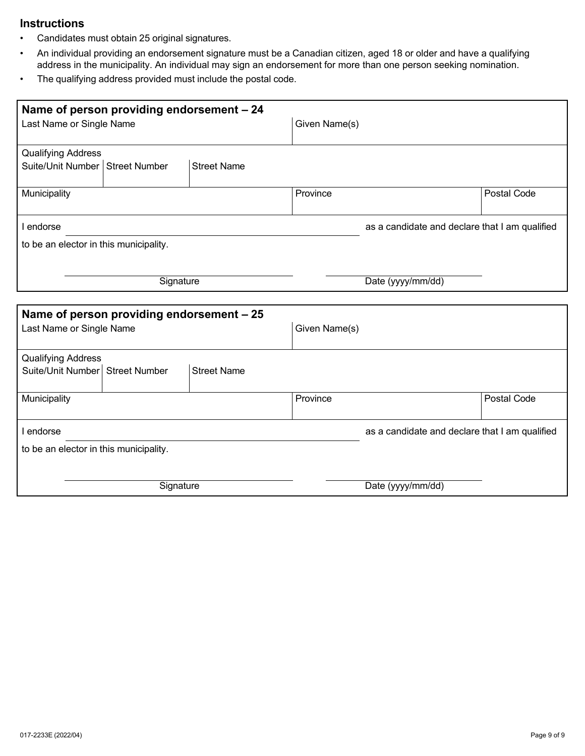## Instructions

- Candidates must obtain 25 original signatures.
- An individual providing an endorsement signature must be a Canadian citizen, aged 18 or older and have a qualifying address in the municipality. An individual may sign an endorsement for more than one person seeking nomination.
- The qualifying address provided must include the postal code.

### Name of person providing endorsement – 24

| Last Name or Single Name | | | Given Name(s) | |
|---|---|---|---|---|
| **Qualifying Address** | | | | |
| Suite/Unit Number | Street Number | Street Name | | |
| Municipality | | | Province | Postal Code |

I endorse \_\_\_\_\_\_\_\_\_\_\_\_\_\_\_\_\_\_\_\_\_\_\_\_\_\_\_\_ as a candidate and declare that I am qualified to be an elector in this municipality.

Signature \_\_\_\_\_\_\_\_\_\_\_\_\_\_\_\_\_\_\_\_ Date (yyyy/mm/dd) \_\_\_\_\_\_\_\_\_\_\_\_\_\_\_\_

### Name of person providing endorsement – 25

| Last Name or Single Name | | | Given Name(s) | |
|---|---|---|---|---|
| **Qualifying Address** | | | | |
| Suite/Unit Number | Street Number | Street Name | | |
| Municipality | | | Province | Postal Code |

I endorse \_\_\_\_\_\_\_\_\_\_\_\_\_\_\_\_\_\_\_\_\_\_\_\_\_\_\_\_ as a candidate and declare that I am qualified to be an elector in this municipality.

Signature \_\_\_\_\_\_\_\_\_\_\_\_\_\_\_\_\_\_\_\_ Date (yyyy/mm/dd) \_\_\_\_\_\_\_\_\_\_\_\_\_\_\_\_

017-2233E (2022/04)